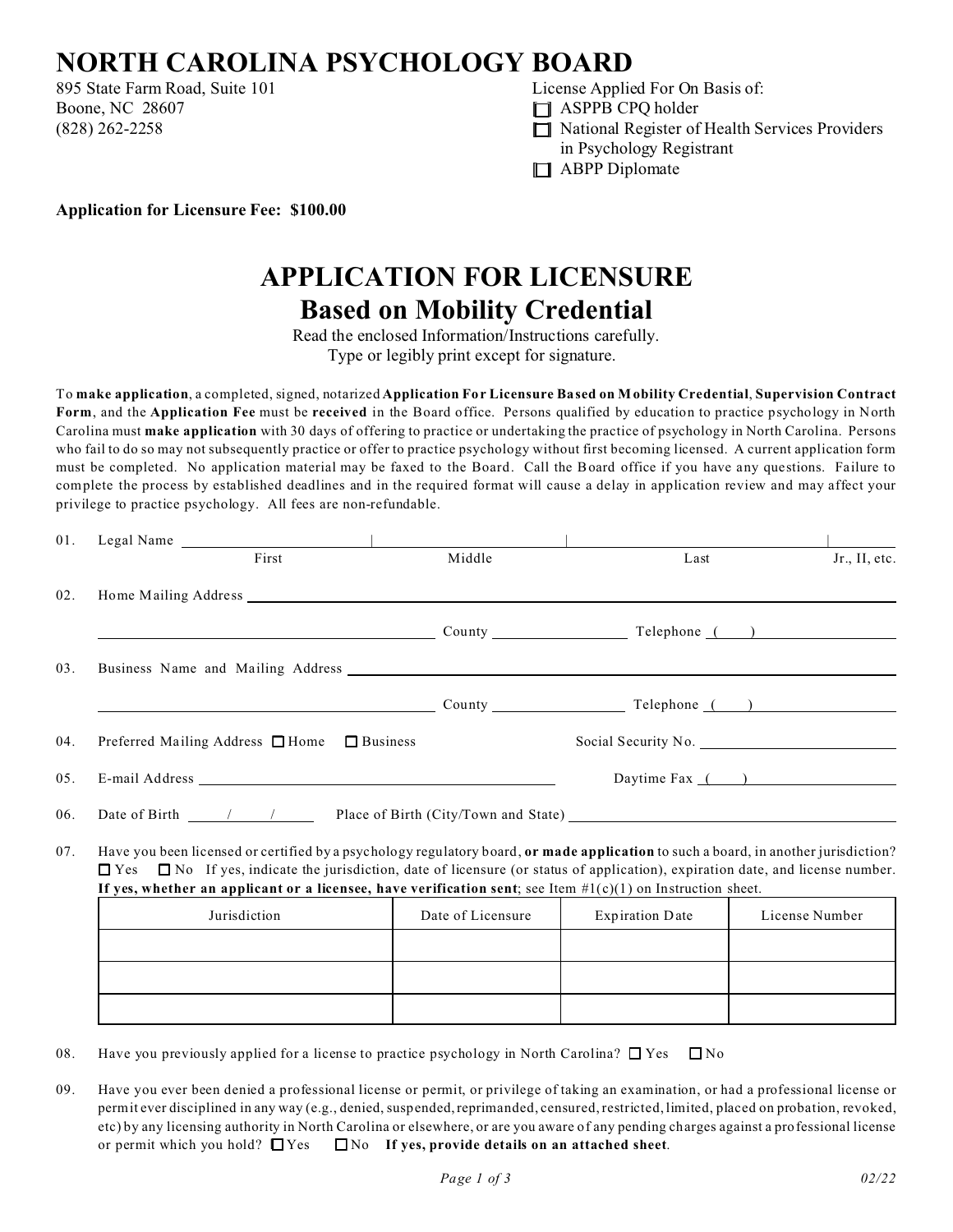# NORTH CAROLINA PSYCHOLOGY BOARD

895 State Farm Road, Suite 101
Boone, NC 28607
(828) 262-2258

License Applied For On Basis of:

- ☐ ASPPB CPQ holder
- ☐ National Register of Health Services Providers in Psychology Registrant
- ☐ ABPP Diplomate

**Application for Licensure Fee: $100.00**

## APPLICATION FOR LICENSURE
## Based on Mobility Credential

Read the enclosed Information/Instructions carefully.
Type or legibly print except for signature.

To **make application**, a completed, signed, notarized **Application For Licensure Based on Mobility Credential**, **Supervision Contract Form**, and the **Application Fee** must be **received** in the Board office. Persons qualified by education to practice psychology in North Carolina must **make application** with 30 days of offering to practice or undertaking the practice of psychology in North Carolina. Persons who fail to do so may not subsequently practice or offer to practice psychology without first becoming licensed. A current application form must be completed. No application material may be faxed to the Board. Call the Board office if you have any questions. Failure to complete the process by established deadlines and in the required format will cause a delay in application review and may affect your privilege to practice psychology. All fees are non-refundable.

01. Legal Name ______________ | ______________ | ______________ | ______
First | Middle | Last | Jr., II, etc.

02. Home Mailing Address ________________________________________

________________________ County ____________ Telephone (____) ____________

03. Business Name and Mailing Address ________________________________________

________________________ County ____________ Telephone (____) ____________

04. Preferred Mailing Address ☐ Home ☐ Business Social Security No. ____________

05. E-mail Address ________________________ Daytime Fax (____) ____________

06. Date of Birth ____/____/____ Place of Birth (City/Town and State) ________________________

07. Have you been licensed or certified by a psychology regulatory board, **or made application** to such a board, in another jurisdiction? ☐ Yes ☐ No If yes, indicate the jurisdiction, date of licensure (or status of application), expiration date, and license number. **If yes, whether an applicant or a licensee, have verification sent**; see Item #1(c)(1) on Instruction sheet.

| Jurisdiction | Date of Licensure | Expiration Date | License Number |
|---|---|---|---|
| | | | |
| | | | |
| | | | |

08. Have you previously applied for a license to practice psychology in North Carolina? ☐ Yes ☐ No

09. Have you ever been denied a professional license or permit, or privilege of taking an examination, or had a professional license or permit ever disciplined in any way (e.g., denied, suspended, reprimanded, censured, restricted, limited, placed on probation, revoked, etc) by any licensing authority in North Carolina or elsewhere, or are you aware of any pending charges against a professional license or permit which you hold? ☐ Yes ☐ No **If yes, provide details on an attached sheet**.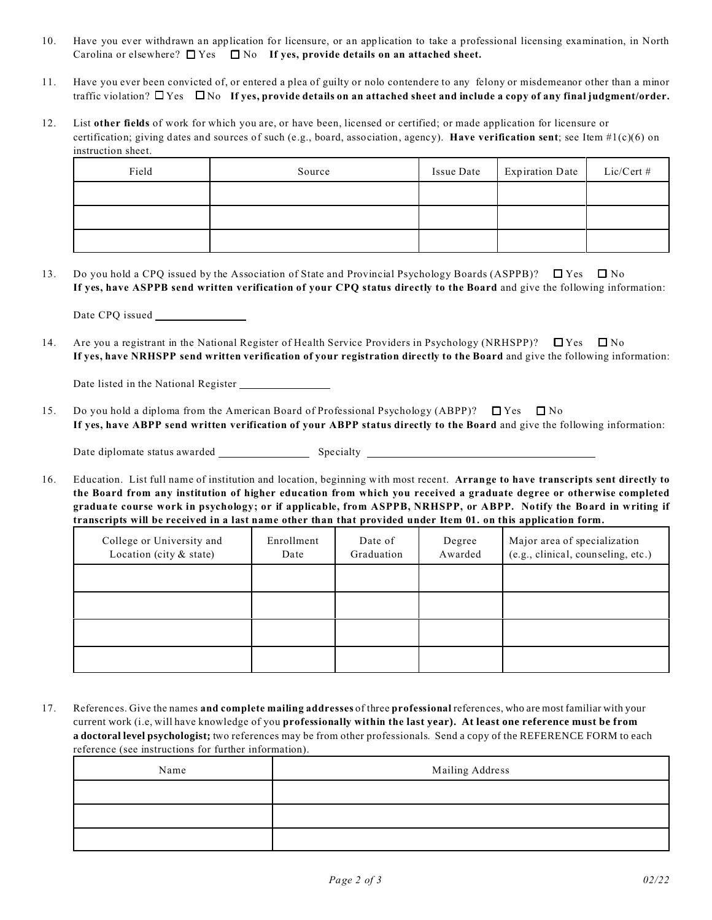10. Have you ever withdrawn an application for licensure, or an application to take a professional licensing examination, in North Carolina or elsewhere? ☐ Yes ☐ No **If yes, provide details on an attached sheet.**

11. Have you ever been convicted of, or entered a plea of guilty or nolo contendere to any felony or misdemeanor other than a minor traffic violation? ☐ Yes ☐ No **If yes, provide details on an attached sheet and include a copy of any final judgment/order.**

12. List **other fields** of work for which you are, or have been, licensed or certified; or made application for licensure or certification; giving dates and sources of such (e.g., board, association, agency). **Have verification sent**; see Item #1(c)(6) on instruction sheet.

| Field | Source | Issue Date | Expiration Date | Lic/Cert # |
|---|---|---|---|---|
| | | | | |
| | | | | |
| | | | | |

13. Do you hold a CPQ issued by the Association of State and Provincial Psychology Boards (ASPPB)? ☐ Yes ☐ No
**If yes, have ASPPB send written verification of your CPQ status directly to the Board** and give the following information:

Date CPQ issued ________________

14. Are you a registrant in the National Register of Health Service Providers in Psychology (NRHSPP)? ☐ Yes ☐ No
**If yes, have NRHSPP send written verification of your registration directly to the Board** and give the following information:

Date listed in the National Register ________________

15. Do you hold a diploma from the American Board of Professional Psychology (ABPP)? ☐ Yes ☐ No
**If yes, have ABPP send written verification of your ABPP status directly to the Board** and give the following information:

Date diplomate status awarded ________________ Specialty ________________________________________

16. Education. List full name of institution and location, beginning with most recent. **Arrange to have transcripts sent directly to the Board from any institution of higher education from which you received a graduate degree or otherwise completed graduate course work in psychology; or if applicable, from ASPPB, NRHSPP, or ABPP. Notify the Board in writing if transcripts will be received in a last name other than that provided under Item 01. on this application form.**

| College or University and Location (city & state) | Enrollment Date | Date of Graduation | Degree Awarded | Major area of specialization (e.g., clinical, counseling, etc.) |
|---|---|---|---|---|
| | | | | |
| | | | | |
| | | | | |
| | | | | |

17. References. Give the names **and complete mailing addresses** of three **professional** references, who are most familiar with your current work (i.e, will have knowledge of you **professionally within the last year). At least one reference must be from a doctoral level psychologist;** two references may be from other professionals. Send a copy of the REFERENCE FORM to each reference (see instructions for further information).

| Name | Mailing Address |
|---|---|
| | |
| | |
| | |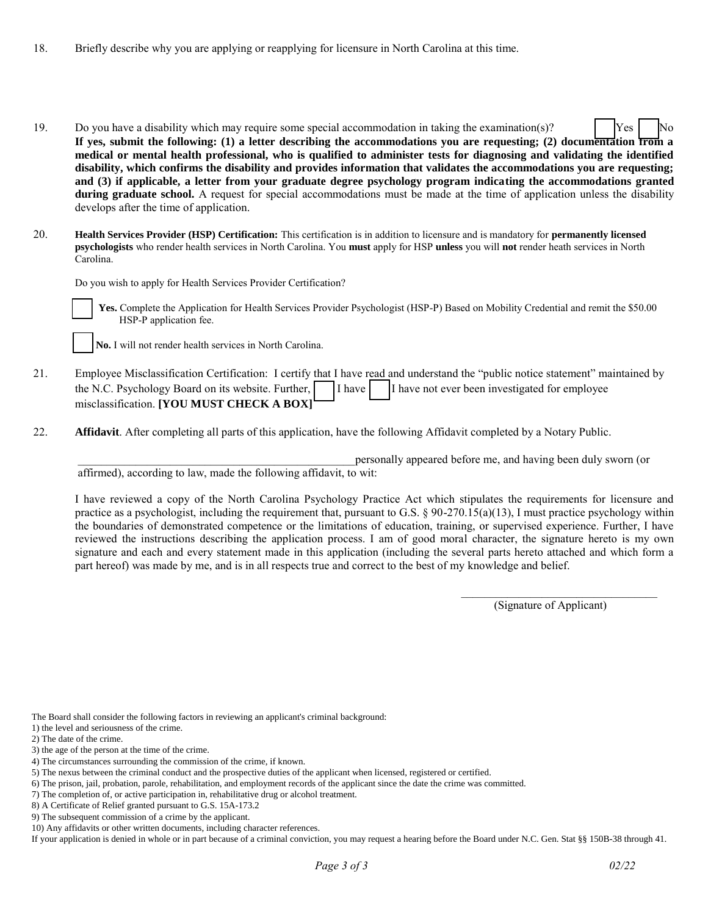18. Briefly describe why you are applying or reapplying for licensure in North Carolina at this time.

19. Do you have a disability which may require some special accommodation in taking the examination(s)? ☐ Yes ☐ No
**If yes, submit the following: (1) a letter describing the accommodations you are requesting; (2) documentation from a medical or mental health professional, who is qualified to administer tests for diagnosing and validating the identified disability, which confirms the disability and provides information that validates the accommodations you are requesting; and (3) if applicable, a letter from your graduate degree psychology program indicating the accommodations granted during graduate school.** A request for special accommodations must be made at the time of application unless the disability develops after the time of application.

20. **Health Services Provider (HSP) Certification:** This certification is in addition to licensure and is mandatory for **permanently licensed psychologists** who render health services in North Carolina. You **must** apply for HSP **unless** you will **not** render heath services in North Carolina.

Do you wish to apply for Health Services Provider Certification?

☐ **Yes.** Complete the Application for Health Services Provider Psychologist (HSP-P) Based on Mobility Credential and remit the $50.00 HSP-P application fee.

☐ **No.** I will not render health services in North Carolina.

21. Employee Misclassification Certification: I certify that I have read and understand the "public notice statement" maintained by the N.C. Psychology Board on its website. Further, ☐ I have ☐ I have not ever been investigated for employee misclassification. **[YOU MUST CHECK A BOX]**

22. **Affidavit**. After completing all parts of this application, have the following Affidavit completed by a Notary Public.

\_\_\_\_\_\_\_\_\_\_\_\_\_\_\_\_\_\_\_\_\_\_\_\_\_\_\_\_\_\_\_\_\_\_\_\_\_\_\_\_\_\_\_\_ personally appeared before me, and having been duly sworn (or affirmed), according to law, made the following affidavit, to wit:

I have reviewed a copy of the North Carolina Psychology Practice Act which stipulates the requirements for licensure and practice as a psychologist, including the requirement that, pursuant to G.S. § 90-270.15(a)(13), I must practice psychology within the boundaries of demonstrated competence or the limitations of education, training, or supervised experience. Further, I have reviewed the instructions describing the application process. I am of good moral character, the signature hereto is my own signature and each and every statement made in this application (including the several parts hereto attached and which form a part hereof) was made by me, and is in all respects true and correct to the best of my knowledge and belief.

\_\_\_\_\_\_\_\_\_\_\_\_\_\_\_\_\_\_\_\_\_\_\_\_\_\_\_\_\_\_\_\_
(Signature of Applicant)

The Board shall consider the following factors in reviewing an applicant's criminal background:
1) the level and seriousness of the crime.
2) The date of the crime.
3) the age of the person at the time of the crime.
4) The circumstances surrounding the commission of the crime, if known.
5) The nexus between the criminal conduct and the prospective duties of the applicant when licensed, registered or certified.
6) The prison, jail, probation, parole, rehabilitation, and employment records of the applicant since the date the crime was committed.
7) The completion of, or active participation in, rehabilitative drug or alcohol treatment.
8) A Certificate of Relief granted pursuant to G.S. 15A-173.2
9) The subsequent commission of a crime by the applicant.
10) Any affidavits or other written documents, including character references.
If your application is denied in whole or in part because of a criminal conviction, you may request a hearing before the Board under N.C. Gen. Stat §§ 150B-38 through 41.

02/22